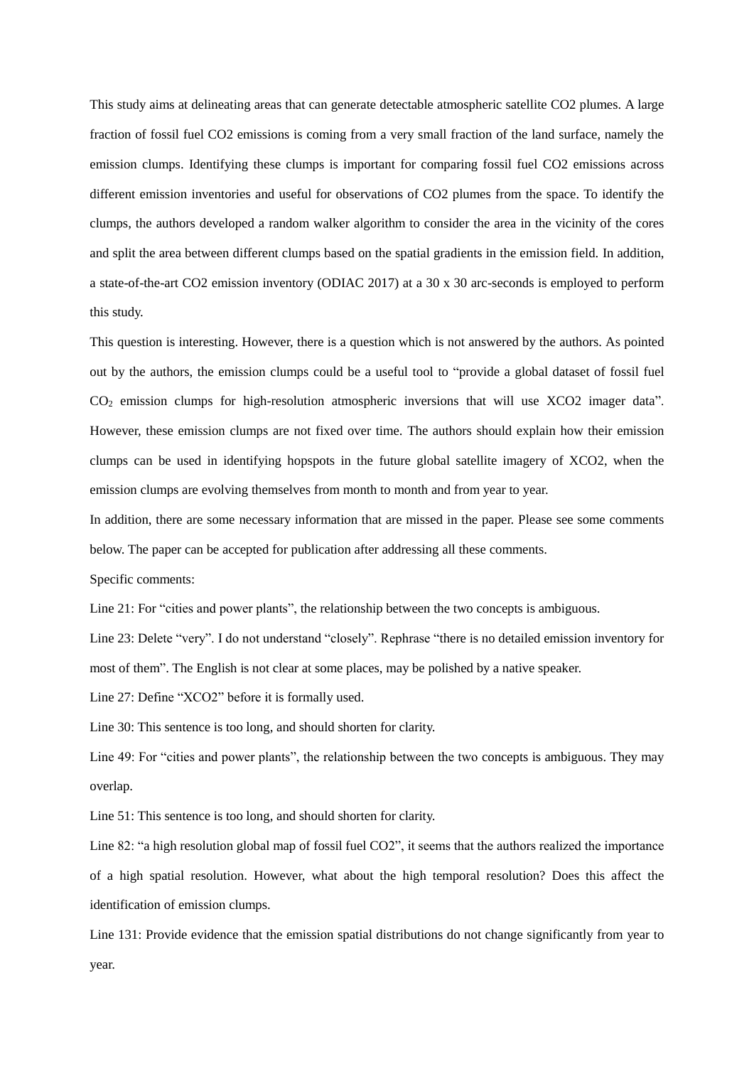This study aims at delineating areas that can generate detectable atmospheric satellite CO2 plumes. A large fraction of fossil fuel CO2 emissions is coming from a very small fraction of the land surface, namely the emission clumps. Identifying these clumps is important for comparing fossil fuel CO2 emissions across different emission inventories and useful for observations of CO2 plumes from the space. To identify the clumps, the authors developed a random walker algorithm to consider the area in the vicinity of the cores and split the area between different clumps based on the spatial gradients in the emission field. In addition, a state-of-the-art CO2 emission inventory (ODIAC 2017) at a 30 x 30 arc-seconds is employed to perform this study.

This question is interesting. However, there is a question which is not answered by the authors. As pointed out by the authors, the emission clumps could be a useful tool to "provide a global dataset of fossil fuel $CO_2$ emission clumps for high-resolution atmospheric inversions that will use XCO2 imager data". However, these emission clumps are not fixed over time. The authors should explain how their emission clumps can be used in identifying hopspots in the future global satellite imagery of XCO2, when the emission clumps are evolving themselves from month to month and from year to year.

In addition, there are some necessary information that are missed in the paper. Please see some comments below. The paper can be accepted for publication after addressing all these comments.

Specific comments:

Line 21: For "cities and power plants", the relationship between the two concepts is ambiguous.

Line 23: Delete "very". I do not understand "closely". Rephrase "there is no detailed emission inventory for most of them". The English is not clear at some places, may be polished by a native speaker.

Line 27: Define "XCO2" before it is formally used.

Line 30: This sentence is too long, and should shorten for clarity.

Line 49: For "cities and power plants", the relationship between the two concepts is ambiguous. They may overlap.

Line 51: This sentence is too long, and should shorten for clarity.

Line 82: "a high resolution global map of fossil fuel CO2", it seems that the authors realized the importance of a high spatial resolution. However, what about the high temporal resolution? Does this affect the identification of emission clumps.

Line 131: Provide evidence that the emission spatial distributions do not change significantly from year to year.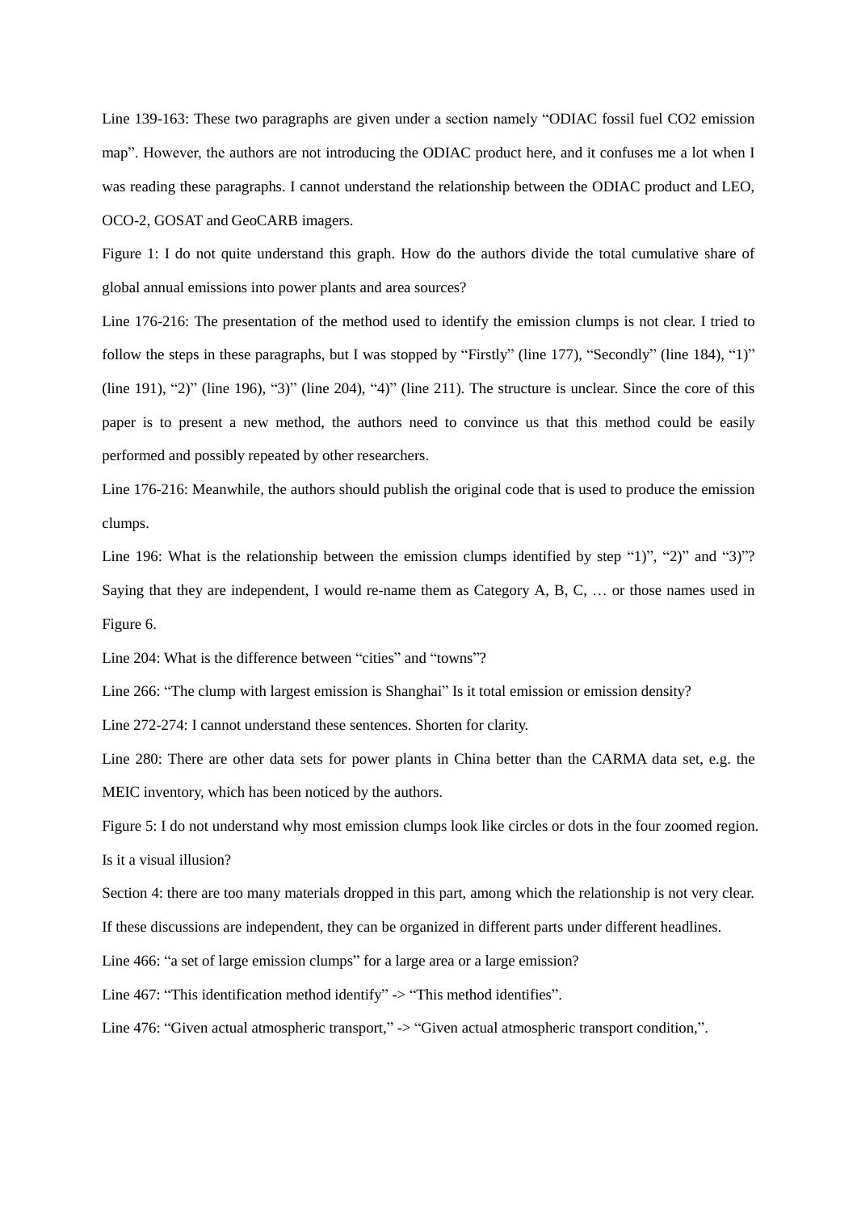Line 139-163: These two paragraphs are given under a section namely "ODIAC fossil fuel $CO_2$ emission map". However, the authors are not introducing the ODIAC product here, and it confuses me a lot when I was reading these paragraphs. I cannot understand the relationship between the ODIAC product and LEO, OCO-2, GOSAT and GeoCARB imagers.

Figure 1: I do not quite understand this graph. How do the authors divide the total cumulative share of global annual emissions into power plants and area sources?

Line 176-216: The presentation of the method used to identify the emission clumps is not clear. I tried to follow the steps in these paragraphs, but I was stopped by "Firstly" (line 177), "Secondly" (line 184), "1)" (line 191), "2)" (line 196), "3)" (line 204), "4)" (line 211). The structure is unclear. Since the core of this paper is to present a new method, the authors need to convince us that this method could be easily performed and possibly repeated by other researchers.

Line 176-216: Meanwhile, the authors should publish the original code that is used to produce the emission clumps.

Line 196: What is the relationship between the emission clumps identified by step "1)", "2)" and "3)"? Saying that they are independent, I would re-name them as Category A, B, C, … or those names used in Figure 6.

Line 204: What is the difference between "cities" and "towns"?

Line 266: "The clump with largest emission is Shanghai" Is it total emission or emission density?

Line 272-274: I cannot understand these sentences. Shorten for clarity.

Line 280: There are other data sets for power plants in China better than the CARMA data set, e.g. the MEIC inventory, which has been noticed by the authors.

Figure 5: I do not understand why most emission clumps look like circles or dots in the four zoomed region. Is it a visual illusion?

Section 4: there are too many materials dropped in this part, among which the relationship is not very clear. If these discussions are independent, they can be organized in different parts under different headlines.

Line 466: "a set of large emission clumps" for a large area or a large emission?

Line 467: "This identification method identify" -> "This method identifies".

Line 476: "Given actual atmospheric transport," -> "Given actual atmospheric transport condition,".